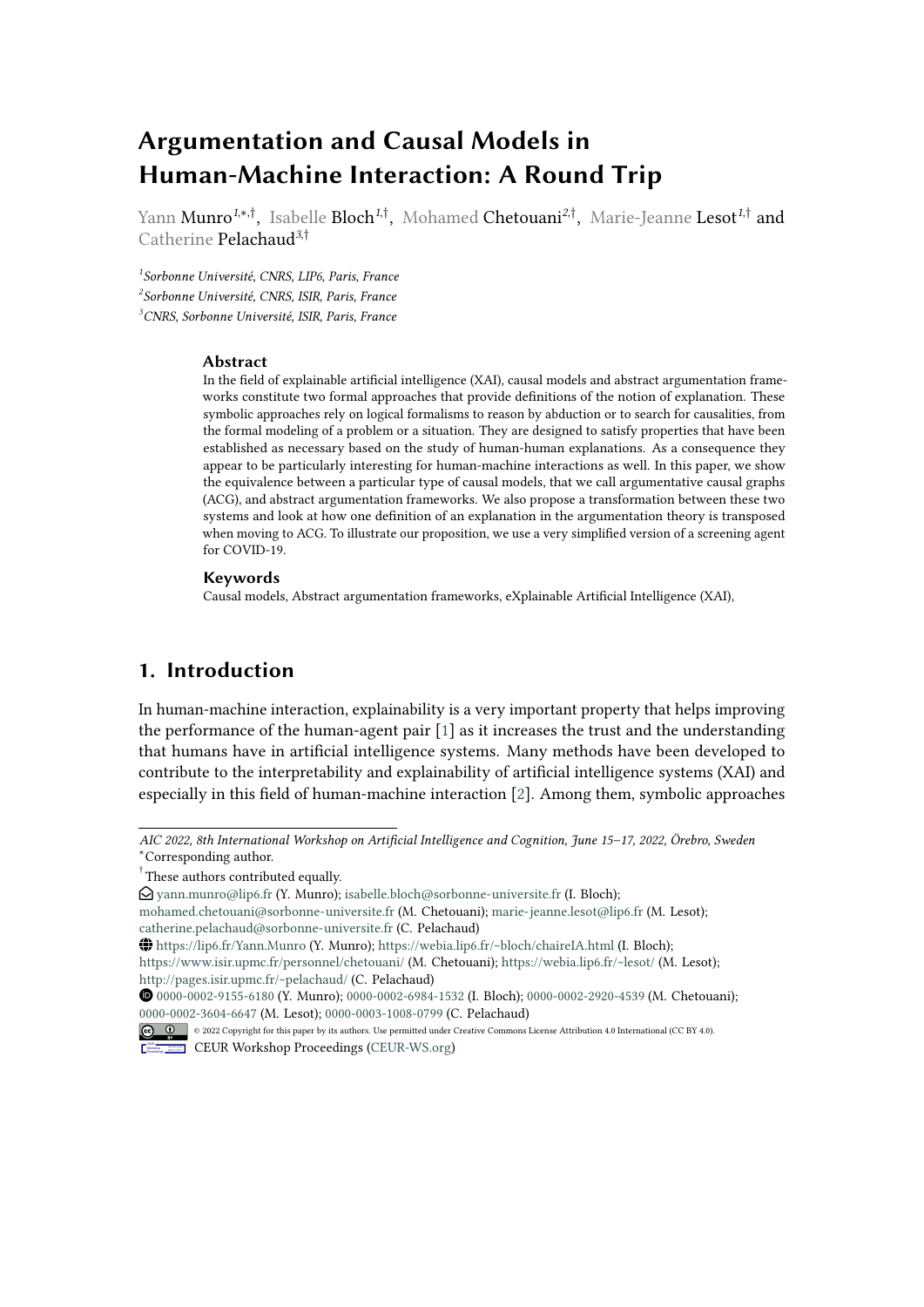# Argumentation and Causal Models in Human-Machine Interaction: A Round Trip

Yann Munro[1,*,†], Isabelle Bloch[1,†], Mohamed Chetouani[2,†], Marie-Jeanne Lesot[1,†] and Catherine Pelachaud[3,†]

[1]Sorbonne Université, CNRS, LIP6, Paris, France
[2]Sorbonne Université, CNRS, ISIR, Paris, France
[3]CNRS, Sorbonne Université, ISIR, Paris, France

### Abstract

In the field of explainable artificial intelligence (XAI), causal models and abstract argumentation frameworks constitute two formal approaches that provide definitions of the notion of explanation. These symbolic approaches rely on logical formalisms to reason by abduction or to search for causalities, from the formal modeling of a problem or a situation. They are designed to satisfy properties that have been established as necessary based on the study of human-human explanations. As a consequence they appear to be particularly interesting for human-machine interactions as well. In this paper, we show the equivalence between a particular type of causal models, that we call argumentative causal graphs (ACG), and abstract argumentation frameworks. We also propose a transformation between these two systems and look at how one definition of an explanation in the argumentation theory is transposed when moving to ACG. To illustrate our proposition, we use a very simplified version of a screening agent for COVID-19.

### Keywords

Causal models, Abstract argumentation frameworks, eXplainable Artificial Intelligence (XAI),

## 1. Introduction

In human-machine interaction, explainability is a very important property that helps improving the performance of the human-agent pair [1] as it increases the trust and the understanding that humans have in artificial intelligence systems. Many methods have been developed to contribute to the interpretability and explainability of artificial intelligence systems (XAI) and especially in this field of human-machine interaction [2]. Among them, symbolic approaches

---

*AIC 2022, 8th International Workshop on Artificial Intelligence and Cognition, June 15–17, 2022, Örebro, Sweden*
*Corresponding author.
†These authors contributed equally.
yann.munro@lip6.fr (Y. Munro); isabelle.bloch@sorbonne-universite.fr (I. Bloch); mohamed.chetouani@sorbonne-universite.fr (M. Chetouani); marie-jeanne.lesot@lip6.fr (M. Lesot); catherine.pelachaud@sorbonne-universite.fr (C. Pelachaud)
https://lip6.fr/Yann.Munro (Y. Munro); https://webia.lip6.fr/~bloch/chaireIA.html (I. Bloch); https://www.isir.upmc.fr/personnel/chetouani/ (M. Chetouani); https://webia.lip6.fr/~lesot/ (M. Lesot); http://pages.isir.upmc.fr/~pelachaud/ (C. Pelachaud)
0000-0002-9155-6180 (Y. Munro); 0000-0002-6984-1532 (I. Bloch); 0000-0002-2920-4539 (M. Chetouani); 0000-0002-3604-6647 (M. Lesot); 0000-0003-1008-0799 (C. Pelachaud)
© 2022 Copyright for this paper by its authors. Use permitted under Creative Commons License Attribution 4.0 International (CC BY 4.0).
CEUR Workshop Proceedings (CEUR-WS.org)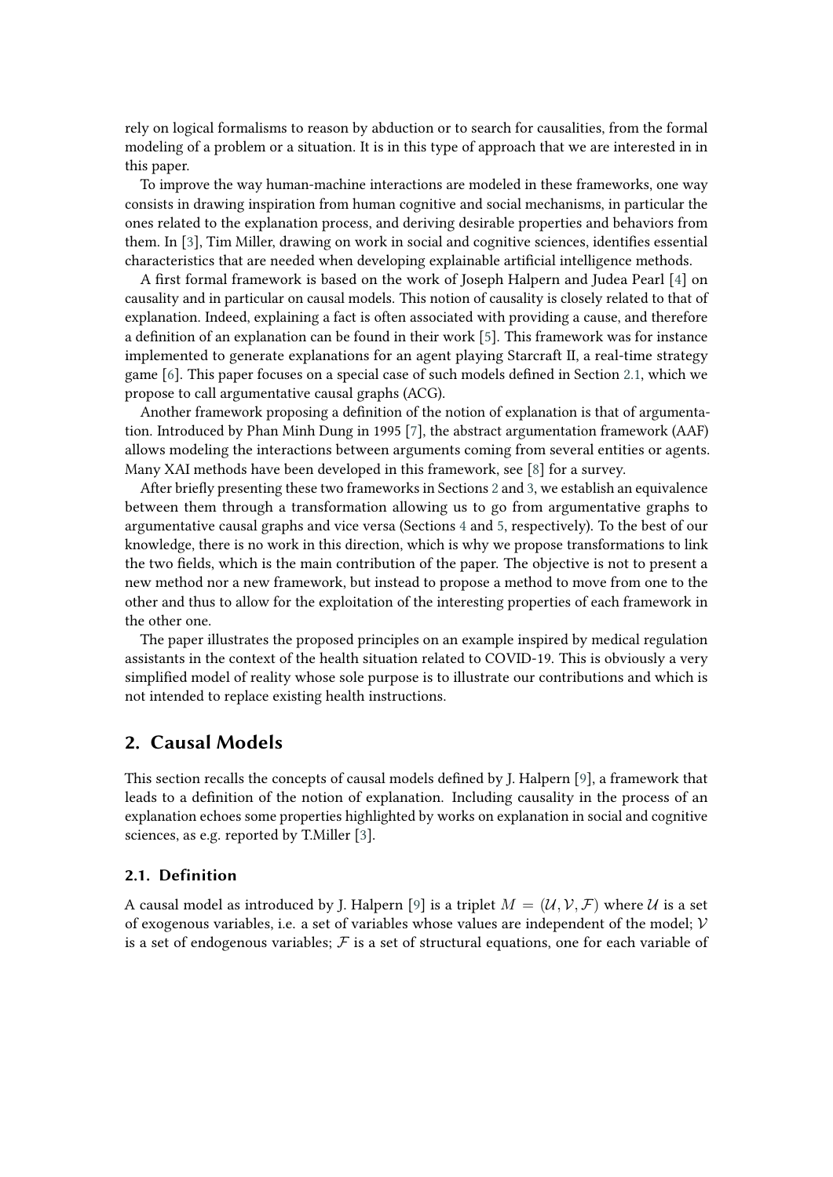rely on logical formalisms to reason by abduction or to search for causalities, from the formal modeling of a problem or a situation. It is in this type of approach that we are interested in in this paper.

To improve the way human-machine interactions are modeled in these frameworks, one way consists in drawing inspiration from human cognitive and social mechanisms, in particular the ones related to the explanation process, and deriving desirable properties and behaviors from them. In [3], Tim Miller, drawing on work in social and cognitive sciences, identifies essential characteristics that are needed when developing explainable artificial intelligence methods.

A first formal framework is based on the work of Joseph Halpern and Judea Pearl [4] on causality and in particular on causal models. This notion of causality is closely related to that of explanation. Indeed, explaining a fact is often associated with providing a cause, and therefore a definition of an explanation can be found in their work [5]. This framework was for instance implemented to generate explanations for an agent playing Starcraft II, a real-time strategy game [6]. This paper focuses on a special case of such models defined in Section 2.1, which we propose to call argumentative causal graphs (ACG).

Another framework proposing a definition of the notion of explanation is that of argumentation. Introduced by Phan Minh Dung in 1995 [7], the abstract argumentation framework (AAF) allows modeling the interactions between arguments coming from several entities or agents. Many XAI methods have been developed in this framework, see [8] for a survey.

After briefly presenting these two frameworks in Sections 2 and 3, we establish an equivalence between them through a transformation allowing us to go from argumentative graphs to argumentative causal graphs and vice versa (Sections 4 and 5, respectively). To the best of our knowledge, there is no work in this direction, which is why we propose transformations to link the two fields, which is the main contribution of the paper. The objective is not to present a new method nor a new framework, but instead to propose a method to move from one to the other and thus to allow for the exploitation of the interesting properties of each framework in the other one.

The paper illustrates the proposed principles on an example inspired by medical regulation assistants in the context of the health situation related to COVID-19. This is obviously a very simplified model of reality whose sole purpose is to illustrate our contributions and which is not intended to replace existing health instructions.

## 2. Causal Models

This section recalls the concepts of causal models defined by J. Halpern [9], a framework that leads to a definition of the notion of explanation. Including causality in the process of an explanation echoes some properties highlighted by works on explanation in social and cognitive sciences, as e.g. reported by T.Miller [3].

### 2.1. Definition

A causal model as introduced by J. Halpern [9] is a triplet $M = (\mathcal{U}, \mathcal{V}, \mathcal{F})$ where $\mathcal{U}$ is a set of exogenous variables, i.e. a set of variables whose values are independent of the model; $\mathcal{V}$ is a set of endogenous variables; $\mathcal{F}$ is a set of structural equations, one for each variable of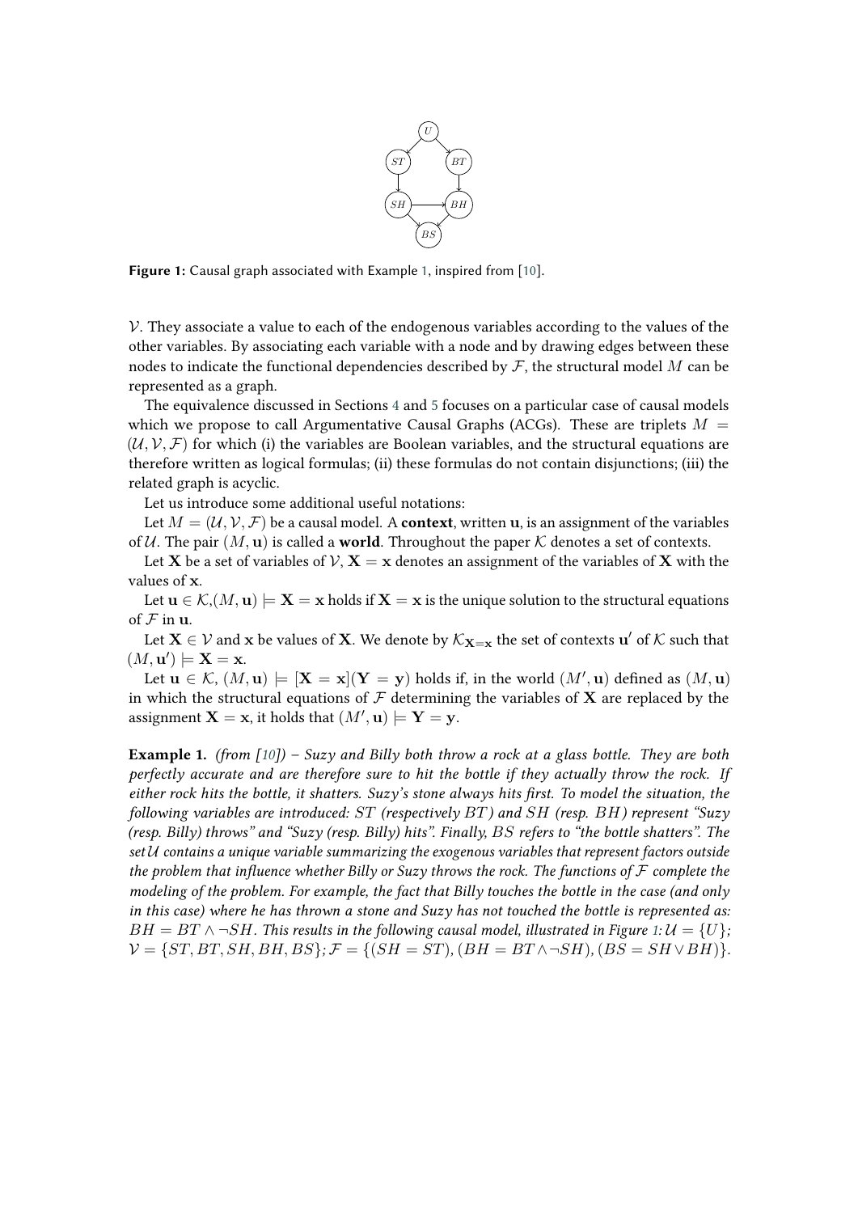**Figure 1:** Causal graph associated with Example 1, inspired from [10].

$\mathcal{V}$. They associate a value to each of the endogenous variables according to the values of the other variables. By associating each variable with a node and by drawing edges between these nodes to indicate the functional dependencies described by $\mathcal{F}$, the structural model $M$ can be represented as a graph.

The equivalence discussed in Sections 4 and 5 focuses on a particular case of causal models which we propose to call Argumentative Causal Graphs (ACGs). These are triplets $M = (\mathcal{U}, \mathcal{V}, \mathcal{F})$ for which (i) the variables are Boolean variables, and the structural equations are therefore written as logical formulas; (ii) these formulas do not contain disjunctions; (iii) the related graph is acyclic.

Let us introduce some additional useful notations:

Let $M = (\mathcal{U}, \mathcal{V}, \mathcal{F})$ be a causal model. A **context**, written $\mathbf{u}$, is an assignment of the variables of $\mathcal{U}$. The pair $(M, \mathbf{u})$ is called a **world**. Throughout the paper $\mathcal{K}$ denotes a set of contexts.

Let $\mathbf{X}$ be a set of variables of $\mathcal{V}$, $\mathbf{X} = \mathbf{x}$ denotes an assignment of the variables of $\mathbf{X}$ with the values of $\mathbf{x}$.

Let $\mathbf{u} \in \mathcal{K}$,$(M, \mathbf{u}) \models \mathbf{X} = \mathbf{x}$ holds if $\mathbf{X} = \mathbf{x}$ is the unique solution to the structural equations of $\mathcal{F}$ in $\mathbf{u}$.

Let $\mathbf{X} \in \mathcal{V}$ and $\mathbf{x}$ be values of $\mathbf{X}$. We denote by $\mathcal{K}_{\mathbf{X}=\mathbf{x}}$ the set of contexts $\mathbf{u}'$ of $\mathcal{K}$ such that $(M, \mathbf{u}') \models \mathbf{X} = \mathbf{x}$.

Let $\mathbf{u} \in \mathcal{K}$, $(M, \mathbf{u}) \models [\mathbf{X} = \mathbf{x}](\mathbf{Y} = \mathbf{y})$ holds if, in the world $(M', \mathbf{u})$ defined as $(M, \mathbf{u})$ in which the structural equations of $\mathcal{F}$ determining the variables of $\mathbf{X}$ are replaced by the assignment $\mathbf{X} = \mathbf{x}$, it holds that $(M', \mathbf{u}) \models \mathbf{Y} = \mathbf{y}$.

**Example 1.** *(from [10]) – Suzy and Billy both throw a rock at a glass bottle. They are both perfectly accurate and are therefore sure to hit the bottle if they actually throw the rock. If either rock hits the bottle, it shatters. Suzy's stone always hits first. To model the situation, the following variables are introduced: $ST$ (respectively $BT$) and $SH$ (resp. $BH$) represent "Suzy (resp. Billy) throws" and "Suzy (resp. Billy) hits". Finally, $BS$ refers to "the bottle shatters". The set $\mathcal{U}$ contains a unique variable summarizing the exogenous variables that represent factors outside the problem that influence whether Billy or Suzy throws the rock. The functions of $\mathcal{F}$ complete the modeling of the problem. For example, the fact that Billy touches the bottle in the case (and only in this case) where he has thrown a stone and Suzy has not touched the bottle is represented as: $BH = BT \wedge \neg SH$. This results in the following causal model, illustrated in Figure 1: $\mathcal{U} = \{U\}$; $\mathcal{V} = \{ST, BT, SH, BH, BS\}$; $\mathcal{F} = \{(SH = ST), (BH = BT \wedge \neg SH), (BS = SH \vee BH)\}$.*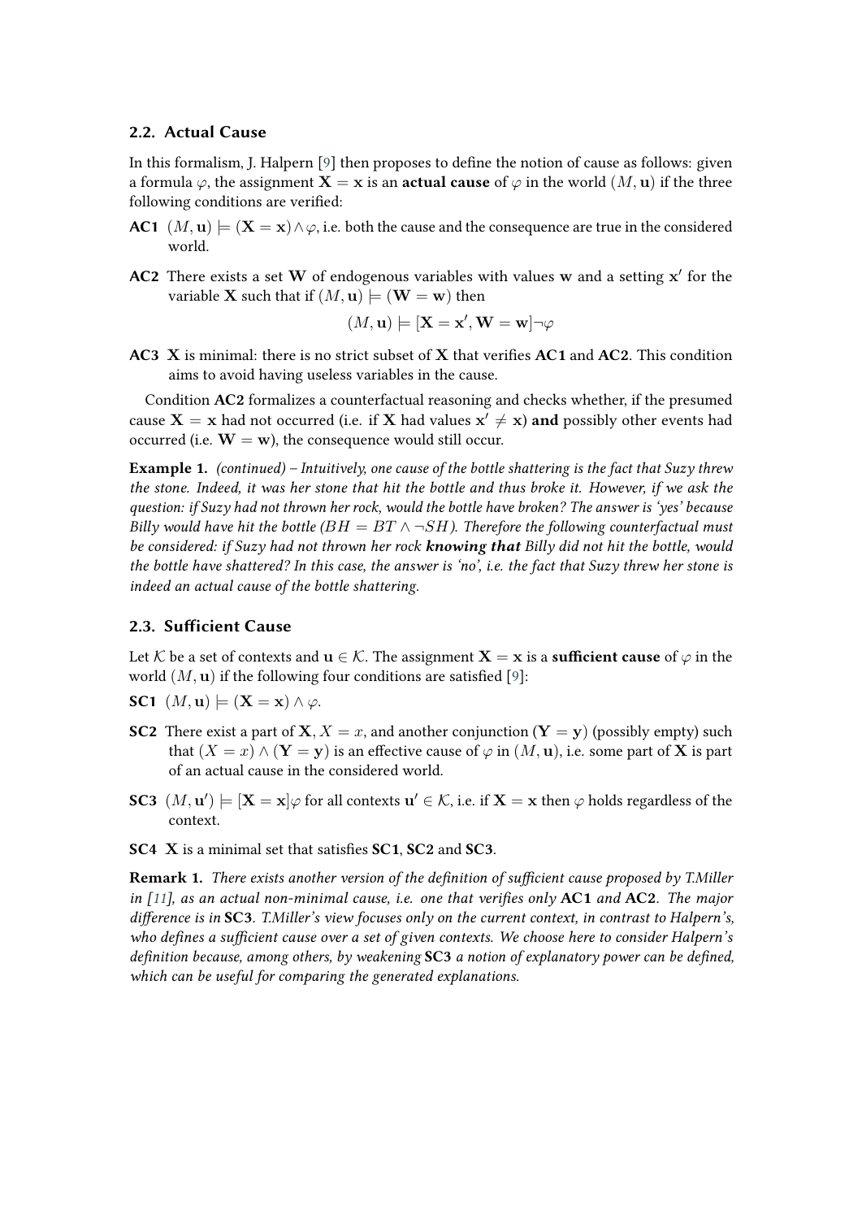### 2.2. Actual Cause

In this formalism, J. Halpern [9] then proposes to define the notion of cause as follows: given a formula $\varphi$, the assignment $\mathbf{X} = \mathbf{x}$ is an **actual cause** of $\varphi$ in the world $(M, \mathbf{u})$ if the three following conditions are verified:

**AC1** $(M, \mathbf{u}) \models (\mathbf{X} = \mathbf{x}) \wedge \varphi$, i.e. both the cause and the consequence are true in the considered world.

**AC2** There exists a set $\mathbf{W}$ of endogenous variables with values $\mathbf{w}$ and a setting $\mathbf{x}'$ for the variable $\mathbf{X}$ such that if $(M, \mathbf{u}) \models (\mathbf{W} = \mathbf{w})$ then

$$(M, \mathbf{u}) \models [\mathbf{X} = \mathbf{x}', \mathbf{W} = \mathbf{w}]\neg\varphi$$

**AC3** $\mathbf{X}$ is minimal: there is no strict subset of $\mathbf{X}$ that verifies **AC1** and **AC2**. This condition aims to avoid having useless variables in the cause.

Condition **AC2** formalizes a counterfactual reasoning and checks whether, if the presumed cause $\mathbf{X} = \mathbf{x}$ had not occurred (i.e. if $\mathbf{X}$ had values $\mathbf{x}' \neq \mathbf{x}$) **and** possibly other events had occurred (i.e. $\mathbf{W} = \mathbf{w}$), the consequence would still occur.

**Example 1.** *(continued) – Intuitively, one cause of the bottle shattering is the fact that Suzy threw the stone. Indeed, it was her stone that hit the bottle and thus broke it. However, if we ask the question: if Suzy had not thrown her rock, would the bottle have broken? The answer is 'yes' because Billy would have hit the bottle ($BH = BT \wedge \neg SH$). Therefore the following counterfactual must be considered: if Suzy had not thrown her rock* ***knowing that*** *Billy did not hit the bottle, would the bottle have shattered? In this case, the answer is 'no', i.e. the fact that Suzy threw her stone is indeed an actual cause of the bottle shattering.*

### 2.3. Sufficient Cause

Let $\mathcal{K}$ be a set of contexts and $\mathbf{u} \in \mathcal{K}$. The assignment $\mathbf{X} = \mathbf{x}$ is a **sufficient cause** of $\varphi$ in the world $(M, \mathbf{u})$ if the following four conditions are satisfied [9]:

**SC1** $(M, \mathbf{u}) \models (\mathbf{X} = \mathbf{x}) \wedge \varphi$.

**SC2** There exist a part of $\mathbf{X}$, $X = x$, and another conjunction $(\mathbf{Y} = \mathbf{y})$ (possibly empty) such that $(X = x) \wedge (\mathbf{Y} = \mathbf{y})$ is an effective cause of $\varphi$ in $(M, \mathbf{u})$, i.e. some part of $\mathbf{X}$ is part of an actual cause in the considered world.

**SC3** $(M, \mathbf{u}') \models [\mathbf{X} = \mathbf{x}]\varphi$ for all contexts $\mathbf{u}' \in \mathcal{K}$, i.e. if $\mathbf{X} = \mathbf{x}$ then $\varphi$ holds regardless of the context.

**SC4** $\mathbf{X}$ is a minimal set that satisfies **SC1**, **SC2** and **SC3**.

**Remark 1.** *There exists another version of the definition of sufficient cause proposed by T.Miller in [11], as an actual non-minimal cause, i.e. one that verifies only* **AC1** *and* **AC2**. *The major difference is in* **SC3**. *T.Miller's view focuses only on the current context, in contrast to Halpern's, who defines a sufficient cause over a set of given contexts. We choose here to consider Halpern's definition because, among others, by weakening* **SC3** *a notion of explanatory power can be defined, which can be useful for comparing the generated explanations.*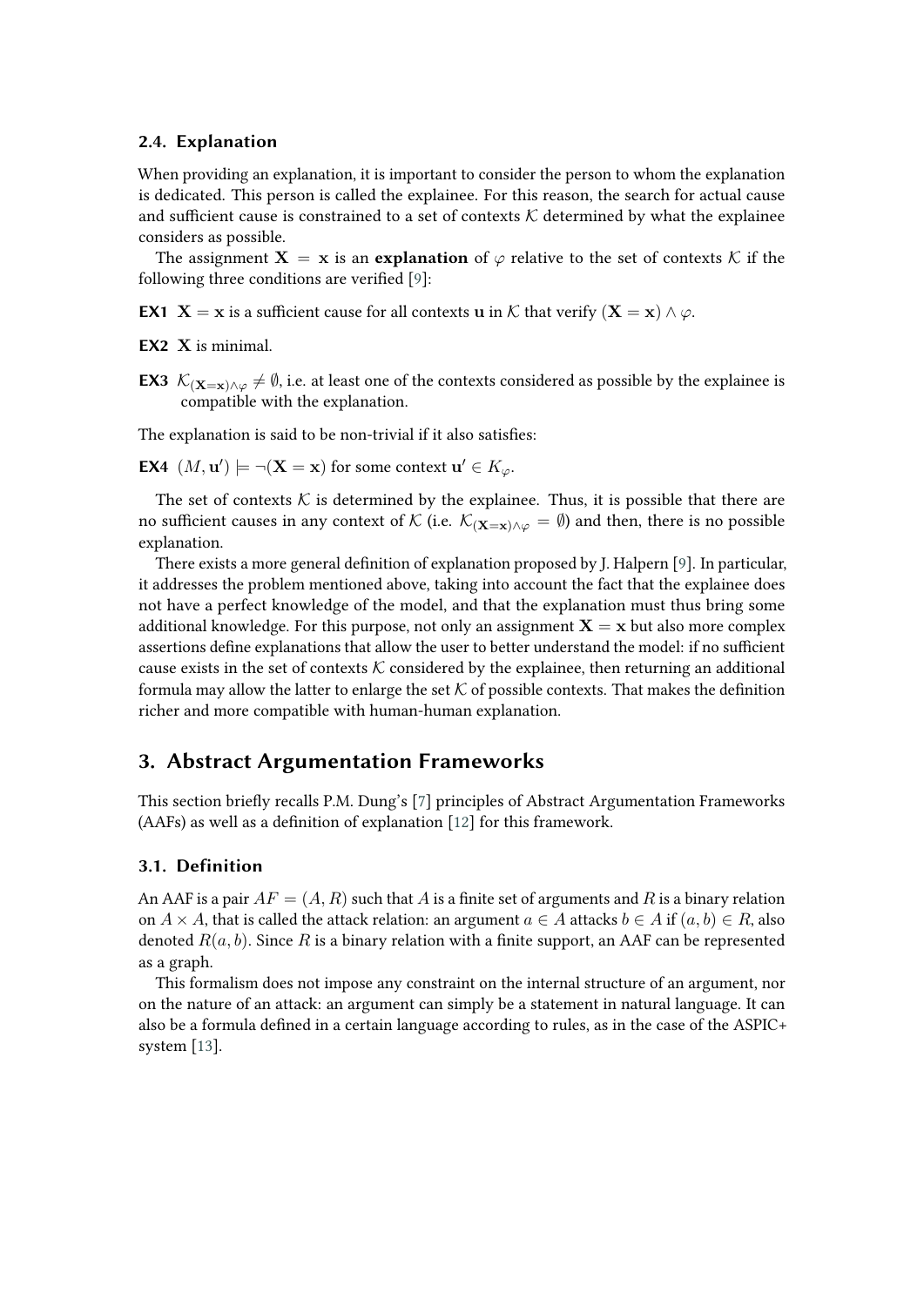### 2.4. Explanation

When providing an explanation, it is important to consider the person to whom the explanation is dedicated. This person is called the explainee. For this reason, the search for actual cause and sufficient cause is constrained to a set of contexts $\mathcal{K}$ determined by what the explainee considers as possible.

The assignment $\mathbf{X} = \mathbf{x}$ is an **explanation** of $\varphi$ relative to the set of contexts $\mathcal{K}$ if the following three conditions are verified [9]:

**EX1** $\mathbf{X} = \mathbf{x}$ is a sufficient cause for all contexts $\mathbf{u}$ in $\mathcal{K}$ that verify $(\mathbf{X} = \mathbf{x}) \wedge \varphi$.

**EX2** $\mathbf{X}$ is minimal.

**EX3** $\mathcal{K}_{(\mathbf{X}=\mathbf{x})\wedge\varphi} \neq \emptyset$, i.e. at least one of the contexts considered as possible by the explainee is compatible with the explanation.

The explanation is said to be non-trivial if it also satisfies:

**EX4** $(M, \mathbf{u}') \models \neg(\mathbf{X} = \mathbf{x})$ for some context $\mathbf{u}' \in K_\varphi$.

The set of contexts $\mathcal{K}$ is determined by the explainee. Thus, it is possible that there are no sufficient causes in any context of $\mathcal{K}$ (i.e. $\mathcal{K}_{(\mathbf{X}=\mathbf{x})\wedge\varphi} = \emptyset$) and then, there is no possible explanation.

There exists a more general definition of explanation proposed by J. Halpern [9]. In particular, it addresses the problem mentioned above, taking into account the fact that the explainee does not have a perfect knowledge of the model, and that the explanation must thus bring some additional knowledge. For this purpose, not only an assignment $\mathbf{X} = \mathbf{x}$ but also more complex assertions define explanations that allow the user to better understand the model: if no sufficient cause exists in the set of contexts $\mathcal{K}$ considered by the explainee, then returning an additional formula may allow the latter to enlarge the set $\mathcal{K}$ of possible contexts. That makes the definition richer and more compatible with human-human explanation.

## 3. Abstract Argumentation Frameworks

This section briefly recalls P.M. Dung's [7] principles of Abstract Argumentation Frameworks (AAFs) as well as a definition of explanation [12] for this framework.

### 3.1. Definition

An AAF is a pair $AF = (A, R)$ such that $A$ is a finite set of arguments and $R$ is a binary relation on $A \times A$, that is called the attack relation: an argument $a \in A$ attacks $b \in A$ if $(a, b) \in R$, also denoted $R(a, b)$. Since $R$ is a binary relation with a finite support, an AAF can be represented as a graph.

This formalism does not impose any constraint on the internal structure of an argument, nor on the nature of an attack: an argument can simply be a statement in natural language. It can also be a formula defined in a certain language according to rules, as in the case of the ASPIC+ system [13].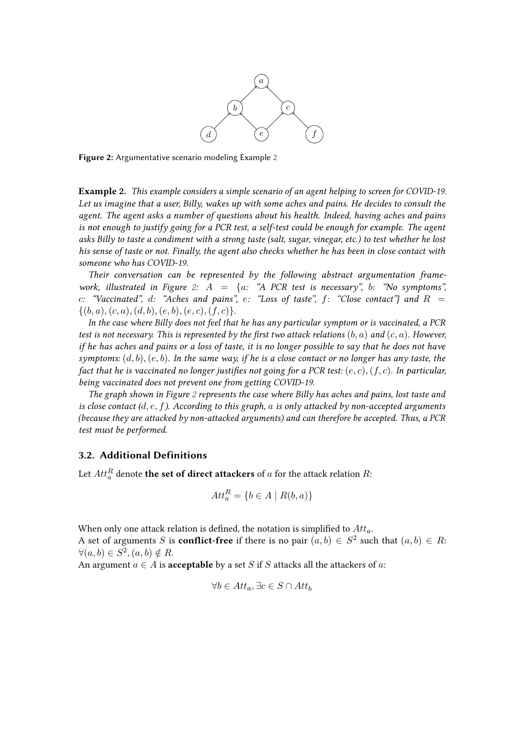**Figure 2:** Argumentative scenario modeling Example 2

**Example 2.** *This example considers a simple scenario of an agent helping to screen for COVID-19. Let us imagine that a user, Billy, wakes up with some aches and pains. He decides to consult the agent. The agent asks a number of questions about his health. Indeed, having aches and pains is not enough to justify going for a PCR test, a self-test could be enough for example. The agent asks Billy to taste a condiment with a strong taste (salt, sugar, vinegar, etc.) to test whether he lost his sense of taste or not. Finally, the agent also checks whether he has been in close contact with someone who has COVID-19.*

*Their conversation can be represented by the following abstract argumentation framework, illustrated in Figure 2: $A = \{a$: "A PCR test is necessary", $b$: "No symptoms", $c$: "Vaccinated", $d$: "Aches and pains", $e$: "Loss of taste", $f$: "Close contact"$\}$ and $R = \{(b, a), (c, a), (d, b), (e, b), (e, c), (f, c)\}$.*

*In the case where Billy does not feel that he has any particular symptom or is vaccinated, a PCR test is not necessary. This is represented by the first two attack relations $(b, a)$ and $(c, a)$. However, if he has aches and pains or a loss of taste, it is no longer possible to say that he does not have symptoms: $(d, b), (e, b)$. In the same way, if he is a close contact or no longer has any taste, the fact that he is vaccinated no longer justifies not going for a PCR test: $(e, c), (f, c)$. In particular, being vaccinated does not prevent one from getting COVID-19.*

*The graph shown in Figure 2 represents the case where Billy has aches and pains, lost taste and is close contact ($d, e, f$). According to this graph, $a$ is only attacked by non-accepted arguments (because they are attacked by non-attacked arguments) and can therefore be accepted. Thus, a PCR test must be performed.*

### 3.2. Additional Definitions

Let $Att_a^R$ denote **the set of direct attackers** of $a$ for the attack relation $R$:

$$Att_a^R = \{b \in A \mid R(b, a)\}$$

When only one attack relation is defined, the notation is simplified to $Att_a$.
A set of arguments $S$ is **conflict-free** if there is no pair $(a, b) \in S^2$ such that $(a, b) \in R$: $\forall (a, b) \in S^2, (a, b) \notin R$.
An argument $a \in A$ is **acceptable** by a set $S$ if $S$ attacks all the attackers of $a$:

$$\forall b \in Att_a, \exists c \in S \cap Att_b$$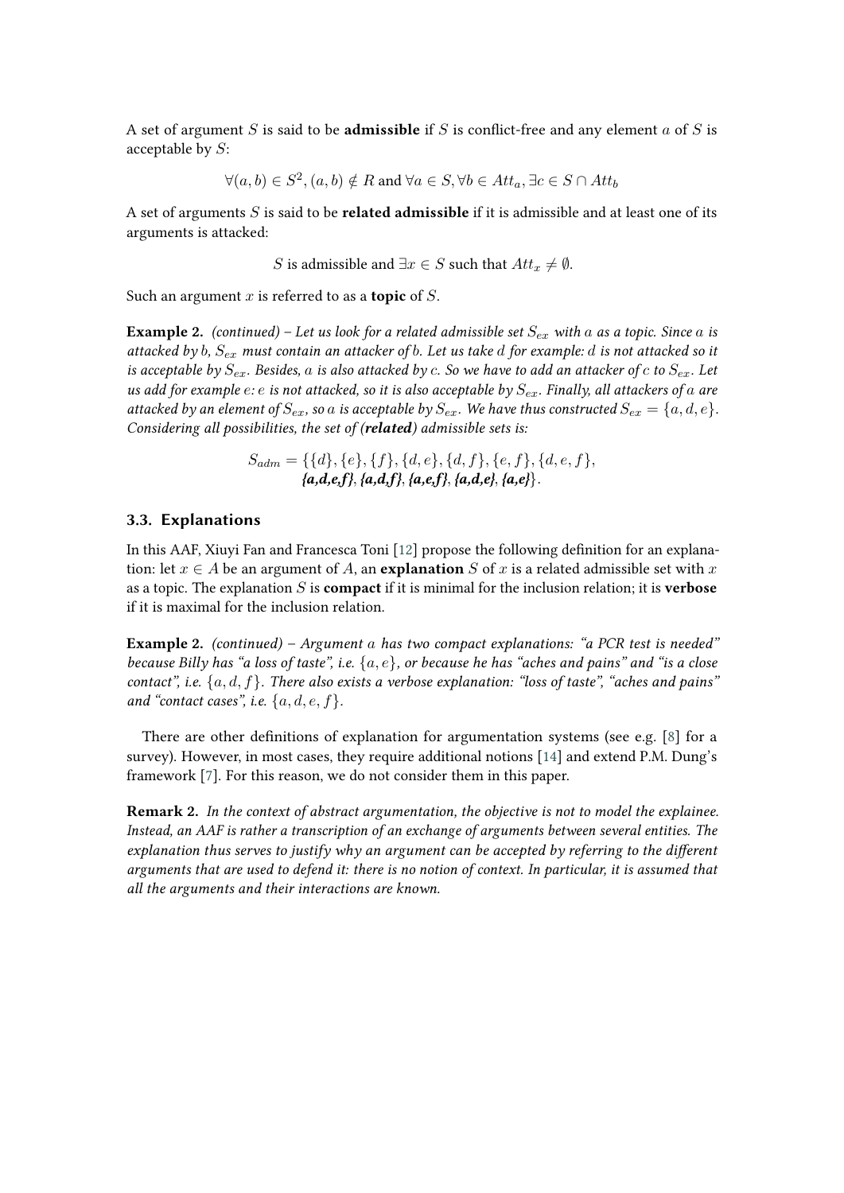A set of argument $S$ is said to be **admissible** if $S$ is conflict-free and any element $a$ of $S$ is acceptable by $S$:

$$\forall (a,b) \in S^2, (a,b) \notin R \text{ and } \forall a \in S, \forall b \in Att_a, \exists c \in S \cap Att_b$$

A set of arguments $S$ is said to be **related admissible** if it is admissible and at least one of its arguments is attacked:

$$S \text{ is admissible and } \exists x \in S \text{ such that } Att_x \neq \emptyset.$$

Such an argument $x$ is referred to as a **topic** of $S$.

**Example 2.** *(continued) – Let us look for a related admissible set $S_{ex}$ with $a$ as a topic. Since $a$ is attacked by $b$, $S_{ex}$ must contain an attacker of $b$. Let us take $d$ for example: $d$ is not attacked so it is acceptable by $S_{ex}$. Besides, $a$ is also attacked by $c$. So we have to add an attacker of $c$ to $S_{ex}$. Let us add for example $e$: $e$ is not attacked, so it is also acceptable by $S_{ex}$. Finally, all attackers of $a$ are attacked by an element of $S_{ex}$, so $a$ is acceptable by $S_{ex}$. We have thus constructed $S_{ex} = \{a, d, e\}$. Considering all possibilities, the set of (**related**) admissible sets is:*

$$S_{adm} = \{\{d\}, \{e\}, \{f\}, \{d, e\}, \{d, f\}, \{e, f\}, \{d, e, f\}, \boldsymbol{\{a,d,e,f\}}, \boldsymbol{\{a,d,f\}}, \boldsymbol{\{a,e,f\}}, \boldsymbol{\{a,d,e\}}, \boldsymbol{\{a,e\}}\}.$$

### 3.3. Explanations

In this AAF, Xiuyi Fan and Francesca Toni [12] propose the following definition for an explanation: let $x \in A$ be an argument of $A$, an **explanation** $S$ of $x$ is a related admissible set with $x$ as a topic. The explanation $S$ is **compact** if it is minimal for the inclusion relation; it is **verbose** if it is maximal for the inclusion relation.

**Example 2.** *(continued) – Argument $a$ has two compact explanations: "a PCR test is needed" because Billy has "a loss of taste", i.e. $\{a, e\}$, or because he has "aches and pains" and "is a close contact", i.e. $\{a, d, f\}$. There also exists a verbose explanation: "loss of taste", "aches and pains" and "contact cases", i.e. $\{a, d, e, f\}$.*

There are other definitions of explanation for argumentation systems (see e.g. [8] for a survey). However, in most cases, they require additional notions [14] and extend P.M. Dung's framework [7]. For this reason, we do not consider them in this paper.

**Remark 2.** *In the context of abstract argumentation, the objective is not to model the explainee. Instead, an AAF is rather a transcription of an exchange of arguments between several entities. The explanation thus serves to justify why an argument can be accepted by referring to the different arguments that are used to defend it: there is no notion of context. In particular, it is assumed that all the arguments and their interactions are known.*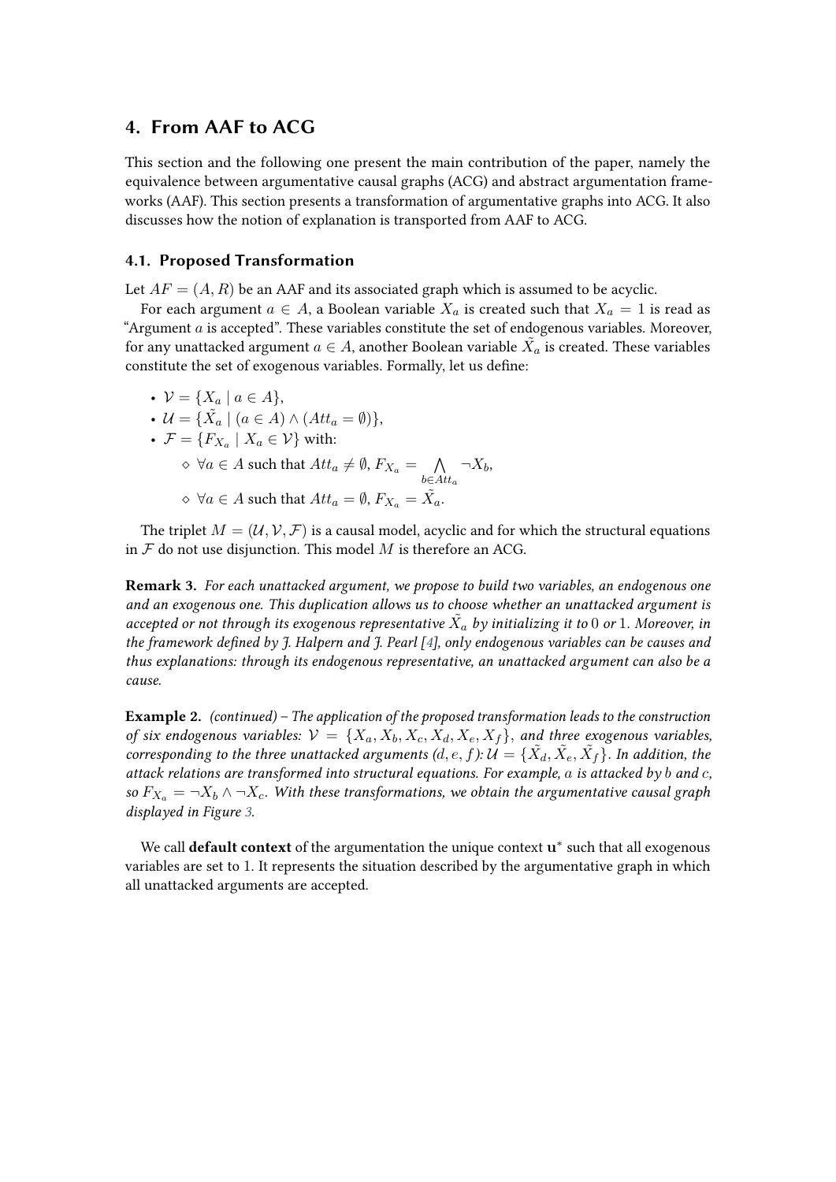## 4. From AAF to ACG

This section and the following one present the main contribution of the paper, namely the equivalence between argumentative causal graphs (ACG) and abstract argumentation frameworks (AAF). This section presents a transformation of argumentative graphs into ACG. It also discusses how the notion of explanation is transported from AAF to ACG.

### 4.1. Proposed Transformation

Let $AF = (A, R)$ be an AAF and its associated graph which is assumed to be acyclic.

For each argument $a \in A$, a Boolean variable $X_a$ is created such that $X_a = 1$ is read as "Argument $a$ is accepted". These variables constitute the set of endogenous variables. Moreover, for any unattacked argument $a \in A$, another Boolean variable $\tilde{X_a}$ is created. These variables constitute the set of exogenous variables. Formally, let us define:

- $\mathcal{V} = \{X_a \mid a \in A\}$,
- $\mathcal{U} = \{\tilde{X_a} \mid (a \in A) \wedge (Att_a = \emptyset)\}$,
- $\mathcal{F} = \{F_{X_a} \mid X_a \in \mathcal{V}\}$ with:
  - ◇ $\forall a \in A$ such that $Att_a \neq \emptyset$, $F_{X_a} = \bigwedge_{b \in Att_a} \neg X_b$,
  - ◇ $\forall a \in A$ such that $Att_a = \emptyset$, $F_{X_a} = \tilde{X_a}$.

The triplet $M = (\mathcal{U}, \mathcal{V}, \mathcal{F})$ is a causal model, acyclic and for which the structural equations in $\mathcal{F}$ do not use disjunction. This model $M$ is therefore an ACG.

**Remark 3.** *For each unattacked argument, we propose to build two variables, an endogenous one and an exogenous one. This duplication allows us to choose whether an unattacked argument is accepted or not through its exogenous representative $\tilde{X_a}$ by initializing it to $0$ or $1$. Moreover, in the framework defined by J. Halpern and J. Pearl [4], only endogenous variables can be causes and thus explanations: through its endogenous representative, an unattacked argument can also be a cause.*

**Example 2.** *(continued) – The application of the proposed transformation leads to the construction of six endogenous variables: $\mathcal{V} = \{X_a, X_b, X_c, X_d, X_e, X_f\}$, and three exogenous variables, corresponding to the three unattacked arguments ($d, e, f$): $\mathcal{U} = \{\tilde{X_d}, \tilde{X_e}, \tilde{X_f}\}$. In addition, the attack relations are transformed into structural equations. For example, $a$ is attacked by $b$ and $c$, so $F_{X_a} = \neg X_b \wedge \neg X_c$. With these transformations, we obtain the argumentative causal graph displayed in Figure 3.*

We call **default context** of the argumentation the unique context $\mathbf{u}^*$ such that all exogenous variables are set to 1. It represents the situation described by the argumentative graph in which all unattacked arguments are accepted.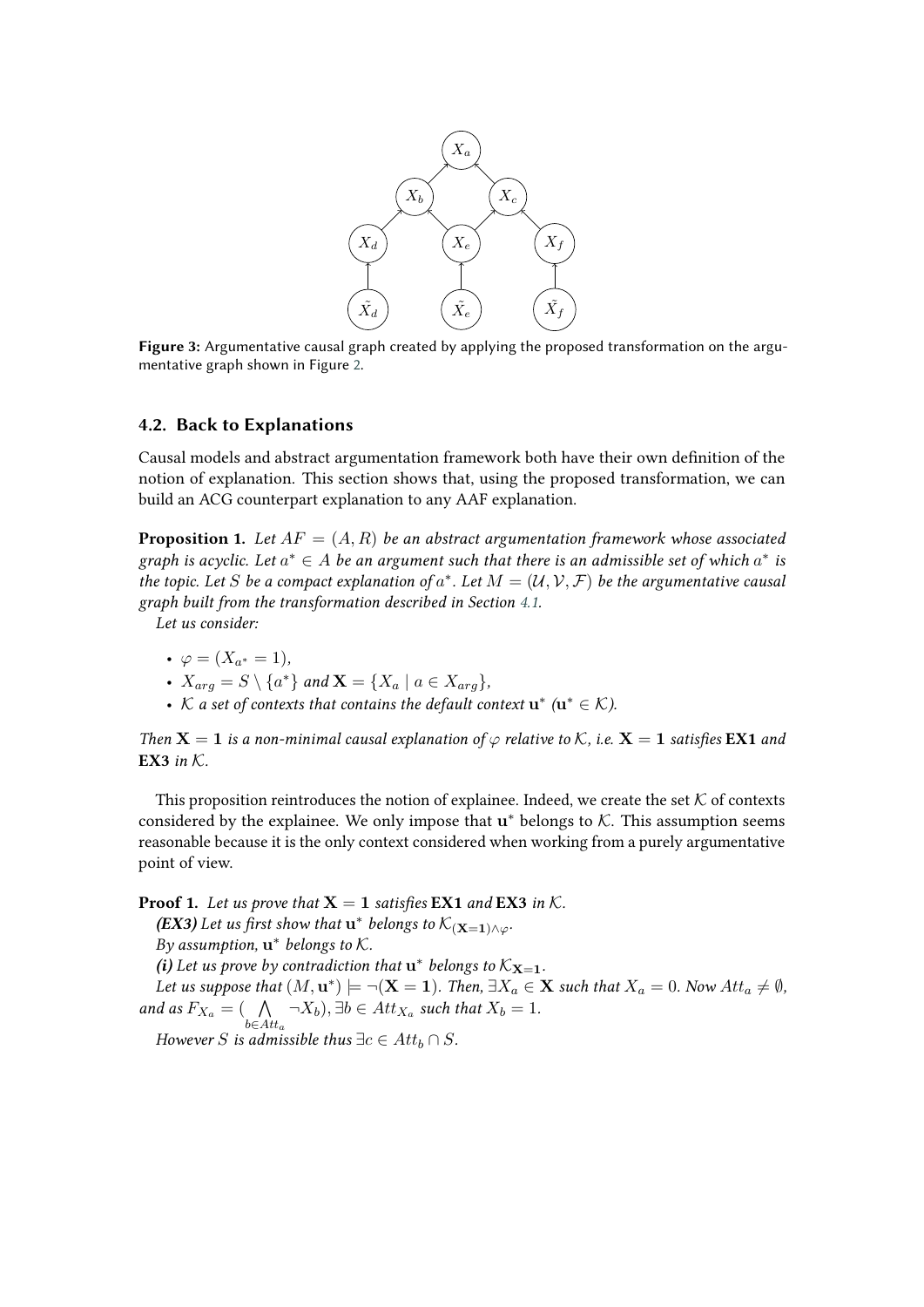**Figure 3:** Argumentative causal graph created by applying the proposed transformation on the argumentative graph shown in Figure 2.

### 4.2. Back to Explanations

Causal models and abstract argumentation framework both have their own definition of the notion of explanation. This section shows that, using the proposed transformation, we can build an ACG counterpart explanation to any AAF explanation.

**Proposition 1.** *Let $AF = (A, R)$ be an abstract argumentation framework whose associated graph is acyclic. Let $a^* \in A$ be an argument such that there is an admissible set of which $a^*$ is the topic. Let $S$ be a compact explanation of $a^*$. Let $M = (\mathcal{U}, \mathcal{V}, \mathcal{F})$ be the argumentative causal graph built from the transformation described in Section 4.1.*

*Let us consider:*

- $\varphi = (X_{a^*} = 1)$,
- $X_{arg} = S \setminus \{a^*\}$ *and* $\mathbf{X} = \{X_a \mid a \in X_{arg}\}$,
- $\mathcal{K}$ *a set of contexts that contains the default context* $\mathbf{u}^*$ *(*$\mathbf{u}^* \in \mathcal{K}$*).*

*Then* $\mathbf{X} = \mathbf{1}$ *is a non-minimal causal explanation of* $\varphi$ *relative to* $\mathcal{K}$*, i.e.* $\mathbf{X} = \mathbf{1}$ *satisfies* **EX1** *and* **EX3** *in* $\mathcal{K}$.

This proposition reintroduces the notion of explainee. Indeed, we create the set $\mathcal{K}$ of contexts considered by the explainee. We only impose that $\mathbf{u}^*$ belongs to $\mathcal{K}$. This assumption seems reasonable because it is the only context considered when working from a purely argumentative point of view.

**Proof 1.** *Let us prove that* $\mathbf{X} = \mathbf{1}$ *satisfies* **EX1** *and* **EX3** *in* $\mathcal{K}$.

***(EX3)*** *Let us first show that* $\mathbf{u}^*$ *belongs to* $\mathcal{K}_{(\mathbf{X}=\mathbf{1})\wedge\varphi}$.

*By assumption,* $\mathbf{u}^*$ *belongs to* $\mathcal{K}$.

***(i)*** *Let us prove by contradiction that* $\mathbf{u}^*$ *belongs to* $\mathcal{K}_{\mathbf{X}=\mathbf{1}}$.

*Let us suppose that* $(M, \mathbf{u}^*) \models \neg(\mathbf{X} = \mathbf{1})$*. Then,* $\exists X_a \in \mathbf{X}$ *such that* $X_a = 0$*. Now* $Att_a \neq \emptyset$*, and as* $F_{X_a} = (\bigwedge_{b \in Att_a} \neg X_b)$*,* $\exists b \in Att_{X_a}$ *such that* $X_b = 1$.

*However* $S$ *is admissible thus* $\exists c \in Att_b \cap S$.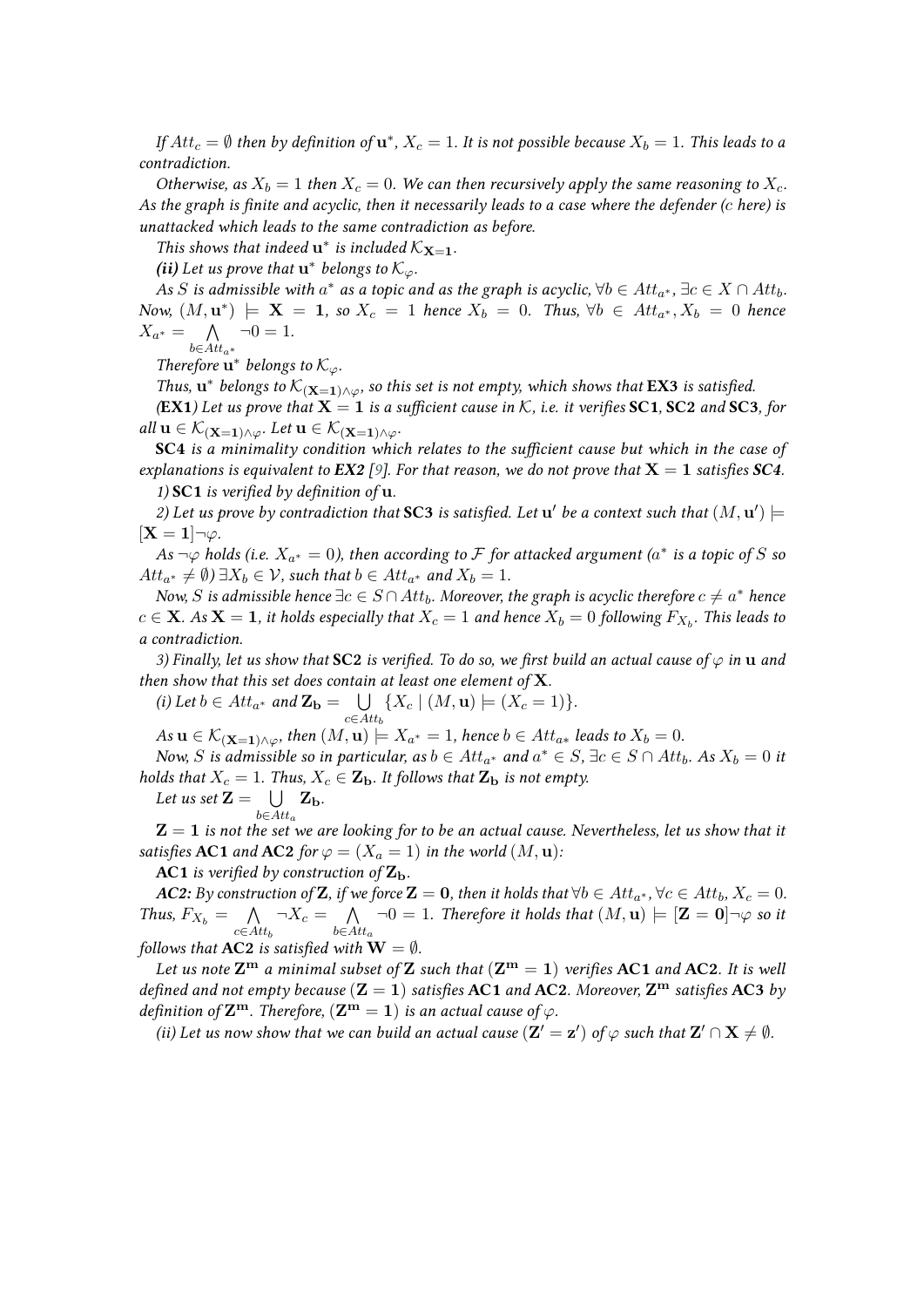*If $Att_c = \emptyset$ then by definition of $\mathbf{u}^*$, $X_c = 1$. It is not possible because $X_b = 1$. This leads to a contradiction.*

*Otherwise, as $X_b = 1$ then $X_c = 0$. We can then recursively apply the same reasoning to $X_c$. As the graph is finite and acyclic, then it necessarily leads to a case where the defender ($c$ here) is unattacked which leads to the same contradiction as before.*

*This shows that indeed $\mathbf{u}^*$ is included $\mathcal{K}_{\mathbf{X}=\mathbf{1}}$.*

***(ii)** Let us prove that $\mathbf{u}^*$ belongs to $\mathcal{K}_\varphi$.*

*As $S$ is admissible with $a^*$ as a topic and as the graph is acyclic, $\forall b \in Att_{a^*}$, $\exists c \in X \cap Att_b$. Now, $(M, \mathbf{u}^*) \models \mathbf{X} = \mathbf{1}$, so $X_c = 1$ hence $X_b = 0$. Thus, $\forall b \in Att_{a^*}, X_b = 0$ hence $X_{a^*} = \bigwedge_{b \in Att_{a^*}} \neg 0 = 1$.*

*Therefore $\mathbf{u}^*$ belongs to $\mathcal{K}_\varphi$.*

*Thus, $\mathbf{u}^*$ belongs to $\mathcal{K}_{(\mathbf{X}=\mathbf{1})\wedge\varphi}$, so this set is not empty, which shows that **EX3** is satisfied.*

*(**EX1**) Let us prove that $\mathbf{X} = \mathbf{1}$ is a sufficient cause in $\mathcal{K}$, i.e. it verifies **SC1**, **SC2** and **SC3**, for all $\mathbf{u} \in \mathcal{K}_{(\mathbf{X}=\mathbf{1})\wedge\varphi}$. Let $\mathbf{u} \in \mathcal{K}_{(\mathbf{X}=\mathbf{1})\wedge\varphi}$.*

***SC4** is a minimality condition which relates to the sufficient cause but which in the case of explanations is equivalent to **EX2** [9]. For that reason, we do not prove that $\mathbf{X} = \mathbf{1}$ satisfies **SC4**.*

*1) **SC1** is verified by definition of $\mathbf{u}$.*

*2) Let us prove by contradiction that **SC3** is satisfied. Let $\mathbf{u}'$ be a context such that $(M, \mathbf{u}') \models [\mathbf{X} = \mathbf{1}]\neg\varphi$.*

*As $\neg\varphi$ holds (i.e. $X_{a^*} = 0$), then according to $\mathcal{F}$ for attacked argument ($a^*$ is a topic of $S$ so $Att_{a^*} \neq \emptyset$) $\exists X_b \in \mathcal{V}$, such that $b \in Att_{a^*}$ and $X_b = 1$.*

*Now, $S$ is admissible hence $\exists c \in S \cap Att_b$. Moreover, the graph is acyclic therefore $c \neq a^*$ hence $c \in \mathbf{X}$. As $\mathbf{X} = \mathbf{1}$, it holds especially that $X_c = 1$ and hence $X_b = 0$ following $F_{X_b}$. This leads to a contradiction.*

*3) Finally, let us show that **SC2** is verified. To do so, we first build an actual cause of $\varphi$ in $\mathbf{u}$ and then show that this set does contain at least one element of $\mathbf{X}$.*

*(i) Let $b \in Att_{a^*}$ and $\mathbf{Z_b} = \bigcup_{c \in Att_b} \{X_c \mid (M, \mathbf{u}) \models (X_c = 1)\}$.*

*As $\mathbf{u} \in \mathcal{K}_{(\mathbf{X}=\mathbf{1})\wedge\varphi}$, then $(M, \mathbf{u}) \models X_{a^*} = 1$, hence $b \in Att_{a*}$ leads to $X_b = 0$.*

*Now, $S$ is admissible so in particular, as $b \in Att_{a^*}$ and $a^* \in S$, $\exists c \in S \cap Att_b$. As $X_b = 0$ it holds that $X_c = 1$. Thus, $X_c \in \mathbf{Z_b}$. It follows that $\mathbf{Z_b}$ is not empty.*

*Let us set $\mathbf{Z} = \bigcup_{b \in Att_a} \mathbf{Z_b}$.*

*$\mathbf{Z} = \mathbf{1}$ is not the set we are looking for to be an actual cause. Nevertheless, let us show that it satisfies **AC1** and **AC2** for $\varphi = (X_a = 1)$ in the world $(M, \mathbf{u})$:*

***AC1** is verified by construction of $\mathbf{Z_b}$.*

***AC2:** By construction of $\mathbf{Z}$, if we force $\mathbf{Z} = \mathbf{0}$, then it holds that $\forall b \in Att_{a^*}, \forall c \in Att_b, X_c = 0$. Thus, $F_{X_b} = \bigwedge_{c \in Att_b} \neg X_c = \bigwedge_{b \in Att_a} \neg 0 = 1$. Therefore it holds that $(M, \mathbf{u}) \models [\mathbf{Z} = \mathbf{0}]\neg\varphi$ so it follows that **AC2** is satisfied with $\mathbf{W} = \emptyset$.*

*Let us note $\mathbf{Z^m}$ a minimal subset of $\mathbf{Z}$ such that $(\mathbf{Z^m} = \mathbf{1})$ verifies **AC1** and **AC2**. It is well defined and not empty because $(\mathbf{Z} = \mathbf{1})$ satisfies **AC1** and **AC2**. Moreover, $\mathbf{Z^m}$ satisfies **AC3** by definition of $\mathbf{Z^m}$. Therefore, $(\mathbf{Z^m} = \mathbf{1})$ is an actual cause of $\varphi$.*

*(ii) Let us now show that we can build an actual cause $(\mathbf{Z}' = \mathbf{z}')$ of $\varphi$ such that $\mathbf{Z}' \cap \mathbf{X} \neq \emptyset$.*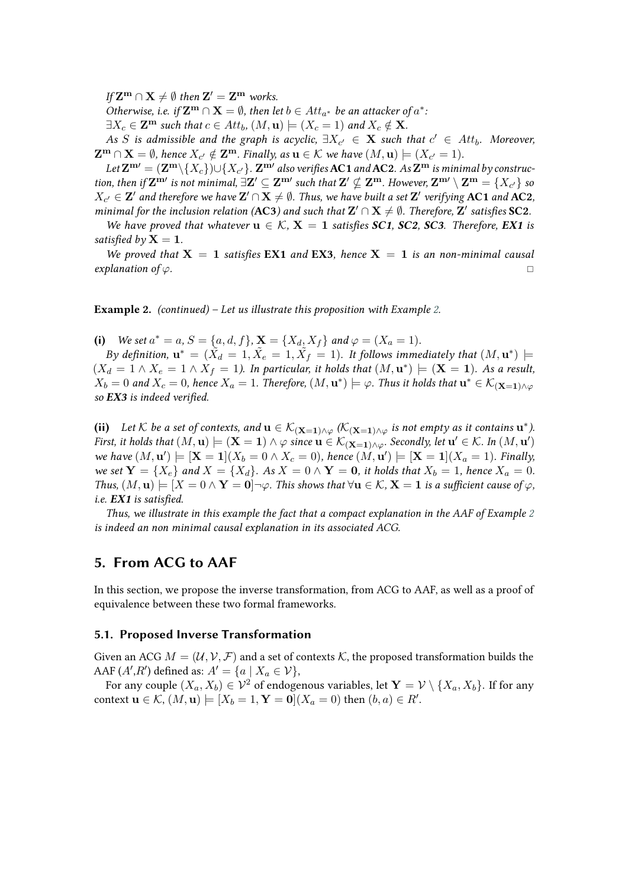*If $\mathbf{Z^m} \cap \mathbf{X} \neq \emptyset$ then $\mathbf{Z'} = \mathbf{Z^m}$ works.*

*Otherwise, i.e. if $\mathbf{Z^m} \cap \mathbf{X} = \emptyset$, then let $b \in Att_{a^*}$ be an attacker of $a^*$:*

*$\exists X_c \in \mathbf{Z^m}$ such that $c \in Att_b$, $(M, \mathbf{u}) \models (X_c = 1)$ and $X_c \notin \mathbf{X}$.*

*As $S$ is admissible and the graph is acyclic, $\exists X_{c'} \in \mathbf{X}$ such that $c' \in Att_b$. Moreover, $\mathbf{Z^m} \cap \mathbf{X} = \emptyset$, hence $X_{c'} \notin \mathbf{Z^m}$. Finally, as $\mathbf{u} \in \mathcal{K}$ we have $(M, \mathbf{u}) \models (X_{c'} = 1)$.*

*Let $\mathbf{Z^{m\prime}} = (\mathbf{Z^m} \setminus \{X_c\}) \cup \{X_{c'}\}$. $\mathbf{Z^{m\prime}}$ also verifies **AC1** and **AC2**. As $\mathbf{Z^m}$ is minimal by construction, then if $\mathbf{Z^{m\prime}}$ is not minimal, $\exists \mathbf{Z'} \subseteq \mathbf{Z^{m\prime}}$ such that $\mathbf{Z'} \nsubseteq \mathbf{Z^m}$. However, $\mathbf{Z^{m\prime}} \setminus \mathbf{Z^m} = \{X_{c'}\}$ so $X_{c'} \in \mathbf{Z'}$ and therefore we have $\mathbf{Z'} \cap \mathbf{X} \neq \emptyset$. Thus, we have built a set $\mathbf{Z'}$ verifying **AC1** and **AC2**, minimal for the inclusion relation (**AC3**) and such that $\mathbf{Z'} \cap \mathbf{X} \neq \emptyset$. Therefore, $\mathbf{Z'}$ satisfies **SC2**.*

*We have proved that whatever $\mathbf{u} \in \mathcal{K}$, $\mathbf{X} = \mathbf{1}$ satisfies **SC1**, **SC2**, **SC3**. Therefore, **EX1** is satisfied by $\mathbf{X} = \mathbf{1}$.*

*We proved that $\mathbf{X} = \mathbf{1}$ satisfies **EX1** and **EX3**, hence $\mathbf{X} = \mathbf{1}$ is an non-minimal causal explanation of $\varphi$.* □

**Example 2.** *(continued) – Let us illustrate this proposition with Example 2.*

**(i)** *We set $a^* = a$, $S = \{a, d, f\}$, $\mathbf{X} = \{X_d, X_f\}$ and $\varphi = (X_a = 1)$.*

*By definition, $\mathbf{u}^* = (\tilde{X}_d = 1, \tilde{X}_e = 1, \tilde{X}_f = 1)$. It follows immediately that $(M, \mathbf{u}^*) \models (X_d = 1 \wedge X_e = 1 \wedge X_f = 1)$. In particular, it holds that $(M, \mathbf{u}^*) \models (\mathbf{X} = \mathbf{1})$. As a result, $X_b = 0$ and $X_c = 0$, hence $X_a = 1$. Therefore, $(M, \mathbf{u}^*) \models \varphi$. Thus it holds that $\mathbf{u}^* \in \mathcal{K}_{(\mathbf{X}=\mathbf{1}) \wedge \varphi}$ so **EX3** is indeed verified.*

**(ii)** *Let $\mathcal{K}$ be a set of contexts, and $\mathbf{u} \in \mathcal{K}_{(\mathbf{X}=\mathbf{1}) \wedge \varphi}$ ($\mathcal{K}_{(\mathbf{X}=\mathbf{1}) \wedge \varphi}$ is not empty as it contains $\mathbf{u}^*$). First, it holds that $(M, \mathbf{u}) \models (\mathbf{X} = \mathbf{1}) \wedge \varphi$ since $\mathbf{u} \in \mathcal{K}_{(\mathbf{X}=\mathbf{1}) \wedge \varphi}$. Secondly, let $\mathbf{u}' \in \mathcal{K}$. In $(M, \mathbf{u}')$ we have $(M, \mathbf{u}') \models [\mathbf{X} = \mathbf{1}](X_b = 0 \wedge X_c = 0)$, hence $(M, \mathbf{u}') \models [\mathbf{X} = \mathbf{1}](X_a = 1)$. Finally, we set $\mathbf{Y} = \{X_e\}$ and $X = \{X_d\}$. As $X = 0 \wedge \mathbf{Y} = \mathbf{0}$, it holds that $X_b = 1$, hence $X_a = 0$. Thus, $(M, \mathbf{u}) \models [X = 0 \wedge \mathbf{Y} = \mathbf{0}]\neg\varphi$. This shows that $\forall \mathbf{u} \in \mathcal{K}$, $\mathbf{X} = \mathbf{1}$ is a sufficient cause of $\varphi$, i.e. **EX1** is satisfied.*

*Thus, we illustrate in this example the fact that a compact explanation in the AAF of Example 2 is indeed an non minimal causal explanation in its associated ACG.*

## 5. From ACG to AAF

In this section, we propose the inverse transformation, from ACG to AAF, as well as a proof of equivalence between these two formal frameworks.

### 5.1. Proposed Inverse Transformation

Given an ACG $M = (\mathcal{U}, \mathcal{V}, \mathcal{F})$ and a set of contexts $\mathcal{K}$, the proposed transformation builds the AAF $(A', R')$ defined as: $A' = \{a \mid X_a \in \mathcal{V}\}$,

For any couple $(X_a, X_b) \in \mathcal{V}^2$ of endogenous variables, let $\mathbf{Y} = \mathcal{V} \setminus \{X_a, X_b\}$. If for any context $\mathbf{u} \in \mathcal{K}$, $(M, \mathbf{u}) \models [X_b = 1, \mathbf{Y} = \mathbf{0}](X_a = 0)$ then $(b, a) \in R'$.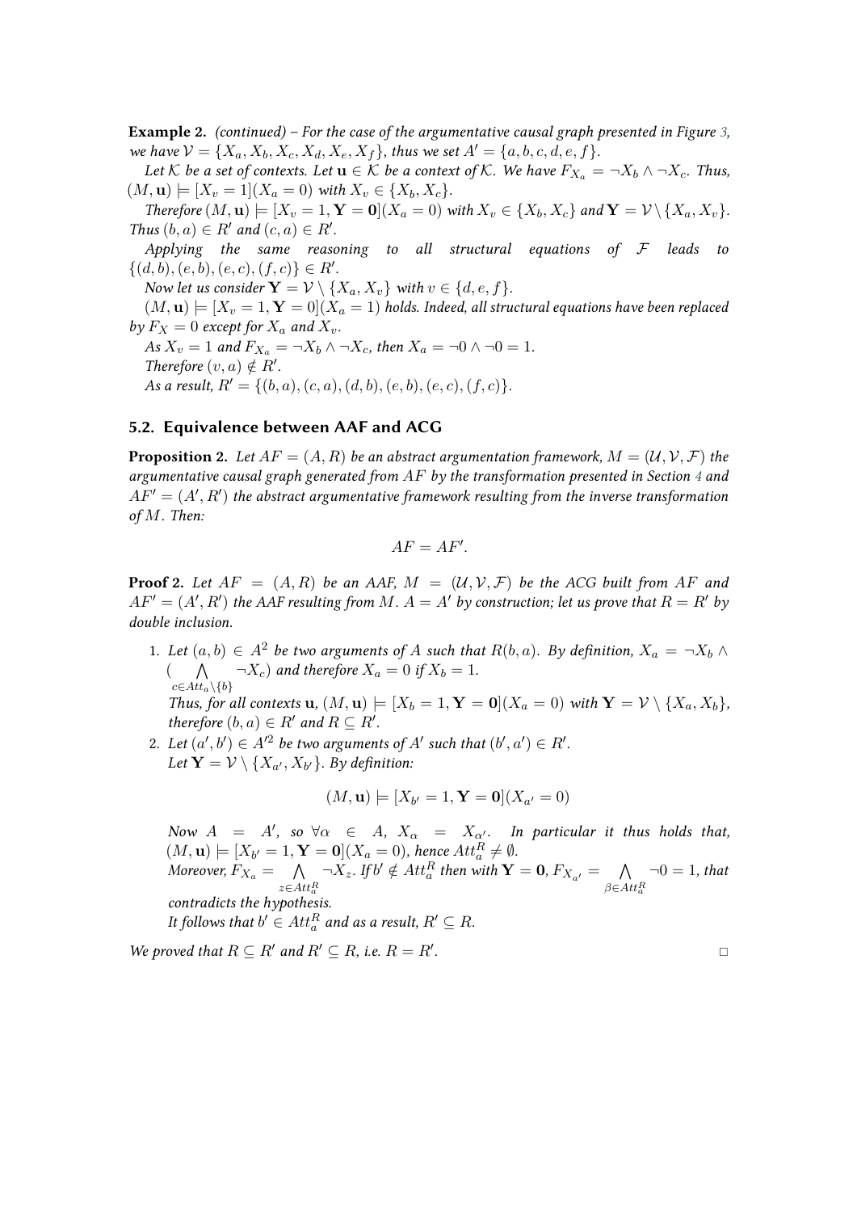**Example 2.** *(continued) – For the case of the argumentative causal graph presented in Figure 3, we have $\mathcal{V} = \{X_a, X_b, X_c, X_d, X_e, X_f\}$, thus we set $A' = \{a, b, c, d, e, f\}$.*

*Let $\mathcal{K}$ be a set of contexts. Let $\mathbf{u} \in \mathcal{K}$ be a context of $\mathcal{K}$. We have $F_{X_a} = \neg X_b \wedge \neg X_c$. Thus, $(M, \mathbf{u}) \models [X_v = 1](X_a = 0)$ with $X_v \in \{X_b, X_c\}$.*

*Therefore $(M, \mathbf{u}) \models [X_v = 1, \mathbf{Y} = \mathbf{0}](X_a = 0)$ with $X_v \in \{X_b, X_c\}$ and $\mathbf{Y} = \mathcal{V} \setminus \{X_a, X_v\}$. Thus $(b, a) \in R'$ and $(c, a) \in R'$.*

*Applying the same reasoning to all structural equations of $\mathcal{F}$ leads to $\{(d, b), (e, b), (e, c), (f, c)\} \in R'$.*

*Now let us consider $\mathbf{Y} = \mathcal{V} \setminus \{X_a, X_v\}$ with $v \in \{d, e, f\}$.*

*$(M, \mathbf{u}) \models [X_v = 1, \mathbf{Y} = 0](X_a = 1)$ holds. Indeed, all structural equations have been replaced by $F_X = 0$ except for $X_a$ and $X_v$.*

*As $X_v = 1$ and $F_{X_a} = \neg X_b \wedge \neg X_c$, then $X_a = \neg 0 \wedge \neg 0 = 1$.*

*Therefore $(v, a) \notin R'$.*

*As a result, $R' = \{(b, a), (c, a), (d, b), (e, b), (e, c), (f, c)\}$.*

## 5.2. Equivalence between AAF and ACG

**Proposition 2.** *Let $AF = (A, R)$ be an abstract argumentation framework, $M = (\mathcal{U}, \mathcal{V}, \mathcal{F})$ the argumentative causal graph generated from $AF$ by the transformation presented in Section 4 and $AF' = (A', R')$ the abstract argumentative framework resulting from the inverse transformation of $M$. Then:*

$$AF = AF'.$$

**Proof 2.** *Let $AF = (A, R)$ be an AAF, $M = (\mathcal{U}, \mathcal{V}, \mathcal{F})$ be the ACG built from $AF$ and $AF' = (A', R')$ the AAF resulting from $M$. $A = A'$ by construction; let us prove that $R = R'$ by double inclusion.*

1. *Let $(a, b) \in A^2$ be two arguments of $A$ such that $R(b, a)$. By definition, $X_a = \neg X_b \wedge (\bigwedge_{c \in Att_a \setminus \{b\}} \neg X_c)$ and therefore $X_a = 0$ if $X_b = 1$.*
   *Thus, for all contexts $\mathbf{u}$, $(M, \mathbf{u}) \models [X_b = 1, \mathbf{Y} = \mathbf{0}](X_a = 0)$ with $\mathbf{Y} = \mathcal{V} \setminus \{X_a, X_b\}$, therefore $(b, a) \in R'$ and $R \subseteq R'$.*
2. *Let $(a', b') \in A'^2$ be two arguments of $A'$ such that $(b', a') \in R'$.*
   *Let $\mathbf{Y} = \mathcal{V} \setminus \{X_{a'}, X_{b'}\}$. By definition:*

   $$(M, \mathbf{u}) \models [X_{b'} = 1, \mathbf{Y} = \mathbf{0}](X_{a'} = 0)$$

   *Now $A = A'$, so $\forall \alpha \in A$, $X_\alpha = X_{\alpha'}$. In particular it thus holds that, $(M, \mathbf{u}) \models [X_{b'} = 1, \mathbf{Y} = \mathbf{0}](X_a = 0)$, hence $Att_a^R \neq \emptyset$.*
   *Moreover, $F_{X_a} = \bigwedge_{z \in Att_a^R} \neg X_z$. If $b' \notin Att_a^R$ then with $\mathbf{Y} = \mathbf{0}$, $F_{X_{a'}} = \bigwedge_{\beta \in Att_a^R} \neg 0 = 1$, that contradicts the hypothesis.*
   *It follows that $b' \in Att_a^R$ and as a result, $R' \subseteq R$.*

*We proved that $R \subseteq R'$ and $R' \subseteq R$, i.e. $R = R'$.* □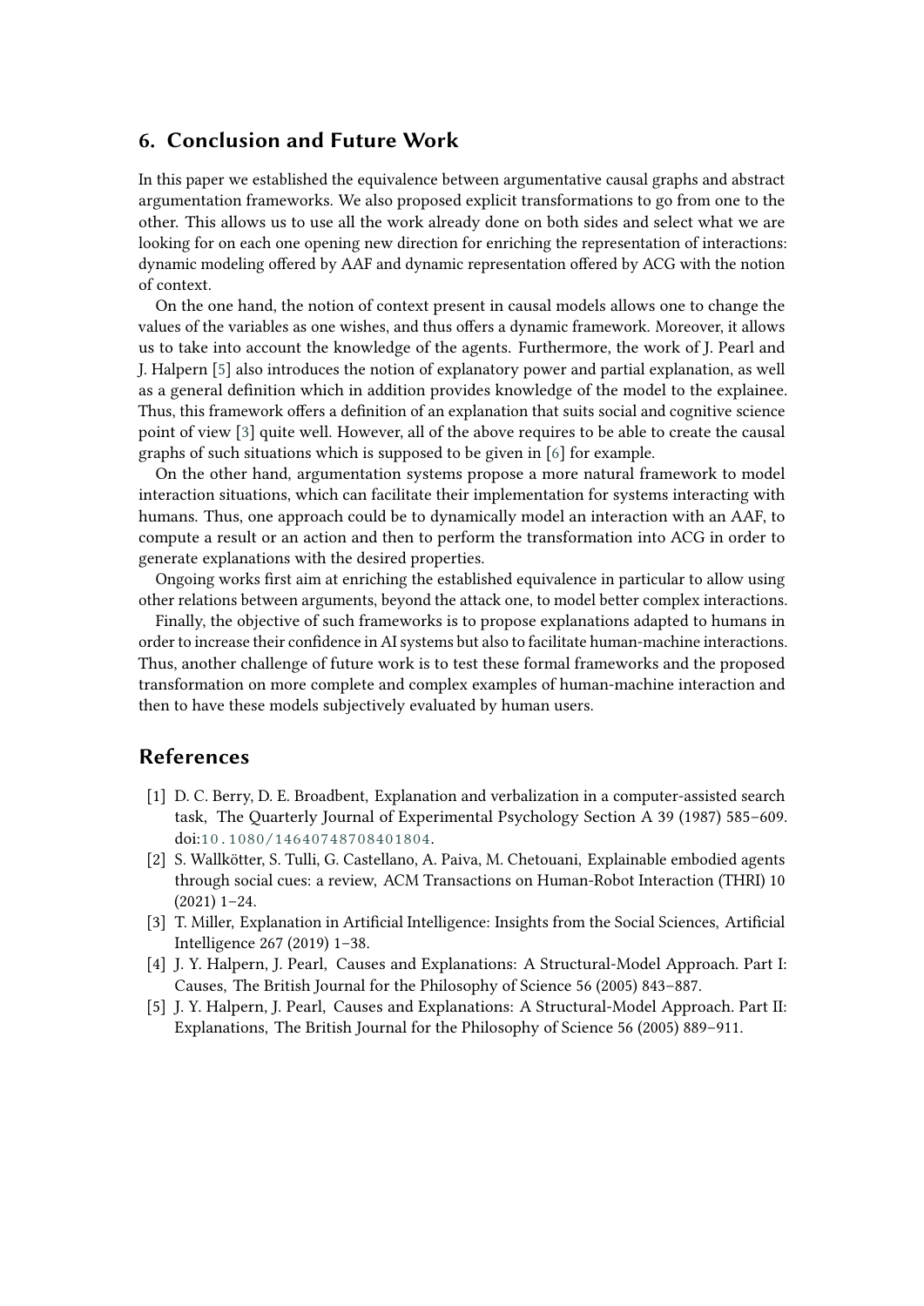## 6. Conclusion and Future Work

In this paper we established the equivalence between argumentative causal graphs and abstract argumentation frameworks. We also proposed explicit transformations to go from one to the other. This allows us to use all the work already done on both sides and select what we are looking for on each one opening new direction for enriching the representation of interactions: dynamic modeling offered by AAF and dynamic representation offered by ACG with the notion of context.

On the one hand, the notion of context present in causal models allows one to change the values of the variables as one wishes, and thus offers a dynamic framework. Moreover, it allows us to take into account the knowledge of the agents. Furthermore, the work of J. Pearl and J. Halpern [5] also introduces the notion of explanatory power and partial explanation, as well as a general definition which in addition provides knowledge of the model to the explainee. Thus, this framework offers a definition of an explanation that suits social and cognitive science point of view [3] quite well. However, all of the above requires to be able to create the causal graphs of such situations which is supposed to be given in [6] for example.

On the other hand, argumentation systems propose a more natural framework to model interaction situations, which can facilitate their implementation for systems interacting with humans. Thus, one approach could be to dynamically model an interaction with an AAF, to compute a result or an action and then to perform the transformation into ACG in order to generate explanations with the desired properties.

Ongoing works first aim at enriching the established equivalence in particular to allow using other relations between arguments, beyond the attack one, to model better complex interactions.

Finally, the objective of such frameworks is to propose explanations adapted to humans in order to increase their confidence in AI systems but also to facilitate human-machine interactions. Thus, another challenge of future work is to test these formal frameworks and the proposed transformation on more complete and complex examples of human-machine interaction and then to have these models subjectively evaluated by human users.

## References

[1] D. C. Berry, D. E. Broadbent, Explanation and verbalization in a computer-assisted search task, The Quarterly Journal of Experimental Psychology Section A 39 (1987) 585–609. doi:10.1080/14640748708401804.

[2] S. Wallkötter, S. Tulli, G. Castellano, A. Paiva, M. Chetouani, Explainable embodied agents through social cues: a review, ACM Transactions on Human-Robot Interaction (THRI) 10 (2021) 1–24.

[3] T. Miller, Explanation in Artificial Intelligence: Insights from the Social Sciences, Artificial Intelligence 267 (2019) 1–38.

[4] J. Y. Halpern, J. Pearl, Causes and Explanations: A Structural-Model Approach. Part I: Causes, The British Journal for the Philosophy of Science 56 (2005) 843–887.

[5] J. Y. Halpern, J. Pearl, Causes and Explanations: A Structural-Model Approach. Part II: Explanations, The British Journal for the Philosophy of Science 56 (2005) 889–911.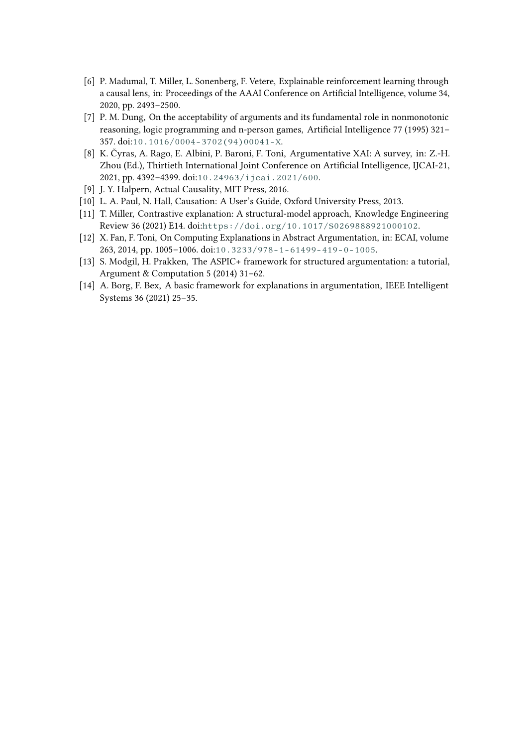[6] P. Madumal, T. Miller, L. Sonenberg, F. Vetere, Explainable reinforcement learning through a causal lens, in: Proceedings of the AAAI Conference on Artificial Intelligence, volume 34, 2020, pp. 2493–2500.

[7] P. M. Dung, On the acceptability of arguments and its fundamental role in nonmonotonic reasoning, logic programming and n-person games, Artificial Intelligence 77 (1995) 321–357. doi:10.1016/0004-3702(94)00041-X.

[8] K. Čyras, A. Rago, E. Albini, P. Baroni, F. Toni, Argumentative XAI: A survey, in: Z.-H. Zhou (Ed.), Thirtieth International Joint Conference on Artificial Intelligence, IJCAI-21, 2021, pp. 4392–4399. doi:10.24963/ijcai.2021/600.

[9] J. Y. Halpern, Actual Causality, MIT Press, 2016.

[10] L. A. Paul, N. Hall, Causation: A User's Guide, Oxford University Press, 2013.

[11] T. Miller, Contrastive explanation: A structural-model approach, Knowledge Engineering Review 36 (2021) E14. doi:https://doi.org/10.1017/S0269888921000102.

[12] X. Fan, F. Toni, On Computing Explanations in Abstract Argumentation, in: ECAI, volume 263, 2014, pp. 1005–1006. doi:10.3233/978-1-61499-419-0-1005.

[13] S. Modgil, H. Prakken, The ASPIC+ framework for structured argumentation: a tutorial, Argument & Computation 5 (2014) 31–62.

[14] A. Borg, F. Bex, A basic framework for explanations in argumentation, IEEE Intelligent Systems 36 (2021) 25–35.